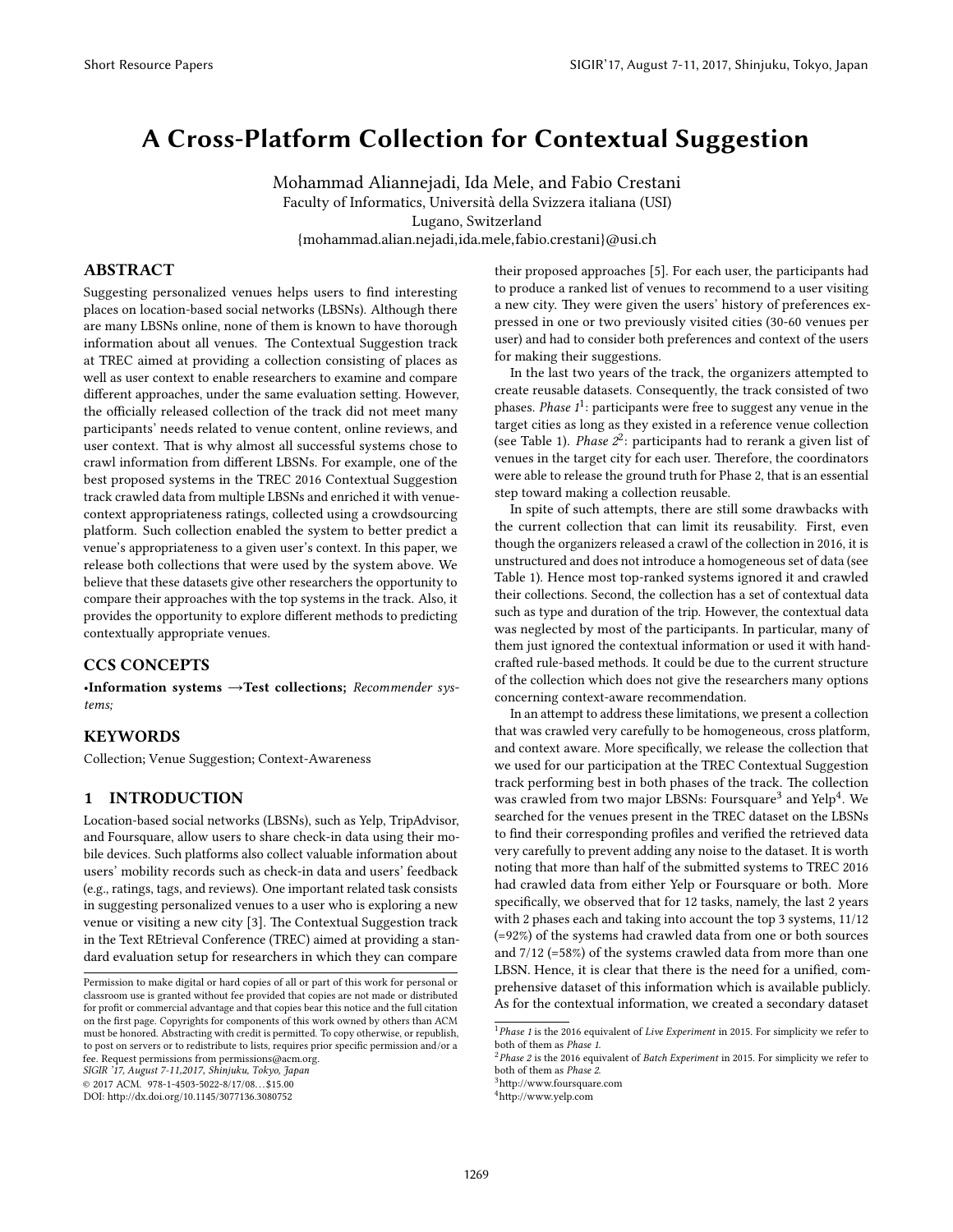# A Cross-Platform Collection for Contextual Suggestion

Mohammad Aliannejadi, Ida Mele, and Fabio Crestani
Faculty of Informatics, Università della Svizzera italiana (USI)
Lugano, Switzerland
{mohammad.alian.nejadi,ida.mele,fabio.crestani}@usi.ch

## ABSTRACT

Suggesting personalized venues helps users to find interesting places on location-based social networks (LBSNs). Although there are many LBSNs online, none of them is known to have thorough information about all venues. The Contextual Suggestion track at TREC aimed at providing a collection consisting of places as well as user context to enable researchers to examine and compare different approaches, under the same evaluation setting. However, the officially released collection of the track did not meet many participants' needs related to venue content, online reviews, and user context. That is why almost all successful systems chose to crawl information from different LBSNs. For example, one of the best proposed systems in the TREC 2016 Contextual Suggestion track crawled data from multiple LBSNs and enriched it with venue-context appropriateness ratings, collected using a crowdsourcing platform. Such collection enabled the system to better predict a venue's appropriateness to a given user's context. In this paper, we release both collections that were used by the system above. We believe that these datasets give other researchers the opportunity to compare their approaches with the top systems in the track. Also, it provides the opportunity to explore different methods to predicting contextually appropriate venues.

## CCS CONCEPTS

•**Information systems** →**Test collections;** *Recommender systems;*

## KEYWORDS

Collection; Venue Suggestion; Context-Awareness

## 1 INTRODUCTION

Location-based social networks (LBSNs), such as Yelp, TripAdvisor, and Foursquare, allow users to share check-in data using their mobile devices. Such platforms also collect valuable information about users' mobility records such as check-in data and users' feedback (e.g., ratings, tags, and reviews). One important related task consists in suggesting personalized venues to a user who is exploring a new venue or visiting a new city [3]. The Contextual Suggestion track in the Text REtrieval Conference (TREC) aimed at providing a standard evaluation setup for researchers in which they can compare their proposed approaches [5]. For each user, the participants had to produce a ranked list of venues to recommend to a user visiting a new city. They were given the users' history of preferences expressed in one or two previously visited cities (30-60 venues per user) and had to consider both preferences and context of the users for making their suggestions.

In the last two years of the track, the organizers attempted to create reusable datasets. Consequently, the track consisted of two phases. *Phase 1*[1]: participants were free to suggest any venue in the target cities as long as they existed in a reference venue collection (see Table 1). *Phase 2*[2]: participants had to rerank a given list of venues in the target city for each user. Therefore, the coordinators were able to release the ground truth for Phase 2, that is an essential step toward making a collection reusable.

In spite of such attempts, there are still some drawbacks with the current collection that can limit its reusability. First, even though the organizers released a crawl of the collection in 2016, it is unstructured and does not introduce a homogeneous set of data (see Table 1). Hence most top-ranked systems ignored it and crawled their collections. Second, the collection has a set of contextual data such as type and duration of the trip. However, the contextual data was neglected by most of the participants. In particular, many of them just ignored the contextual information or used it with hand-crafted rule-based methods. It could be due to the current structure of the collection which does not give the researchers many options concerning context-aware recommendation.

In an attempt to address these limitations, we present a collection that was crawled very carefully to be homogeneous, cross platform, and context aware. More specifically, we release the collection that we used for our participation at the TREC Contextual Suggestion track performing best in both phases of the track. The collection was crawled from two major LBSNs: Foursquare[3] and Yelp[4]. We searched for the venues present in the TREC dataset on the LBSNs to find their corresponding profiles and verified the retrieved data very carefully to prevent adding any noise to the dataset. It is worth noting that more than half of the submitted systems to TREC 2016 had crawled data from either Yelp or Foursquare or both. More specifically, we observed that for 12 tasks, namely, the last 2 years with 2 phases each and taking into account the top 3 systems, 11/12 (=92%) of the systems had crawled data from one or both sources and 7/12 (=58%) of the systems crawled data from more than one LBSN. Hence, it is clear that there is the need for a unified, comprehensive dataset of this information which is available publicly. As for the contextual information, we created a secondary dataset

[1] *Phase 1* is the 2016 equivalent of *Live Experiment* in 2015. For simplicity we refer to both of them as *Phase 1*.

[2] *Phase 2* is the 2016 equivalent of *Batch Experiment* in 2015. For simplicity we refer to both of them as *Phase 2*.

[3] http://www.foursquare.com

[4] http://www.yelp.com

Permission to make digital or hard copies of all or part of this work for personal or classroom use is granted without fee provided that copies are not made or distributed for profit or commercial advantage and that copies bear this notice and the full citation on the first page. Copyrights for components of this work owned by others than ACM must be honored. Abstracting with credit is permitted. To copy otherwise, or republish, to post on servers or to redistribute to lists, requires prior specific permission and/or a fee. Request permissions from permissions@acm.org.
*SIGIR '17, August 7-11,2017, Shinjuku, Tokyo, Japan*
© 2017 ACM. 978-1-4503-5022-8/17/08…$15.00
DOI: http://dx.doi.org/10.1145/3077136.3080752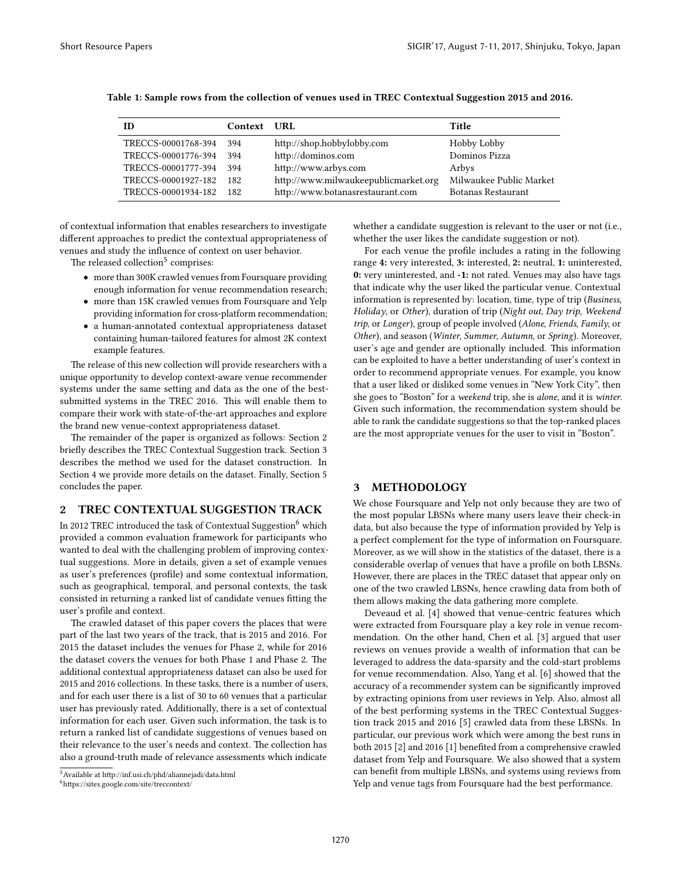Table 1: Sample rows from the collection of venues used in TREC Contextual Suggestion 2015 and 2016.

| ID | Context | URL | Title |
|---|---|---|---|
| TRECCS-00001768-394 | 394 | http://shop.hobbylobby.com | Hobby Lobby |
| TRECCS-00001776-394 | 394 | http://dominos.com | Dominos Pizza |
| TRECCS-00001777-394 | 394 | http://www.arbys.com | Arbys |
| TRECCS-00001927-182 | 182 | http://www.milwaukeepublicmarket.org | Milwaukee Public Market |
| TRECCS-00001934-182 | 182 | http://www.botanasrestaurant.com | Botanas Restaurant |

of contextual information that enables researchers to investigate different approaches to predict the contextual appropriateness of venues and study the influence of context on user behavior.

The released collection[5] comprises:

- more than 300K crawled venues from Foursquare providing enough information for venue recommendation research;
- more than 15K crawled venues from Foursquare and Yelp providing information for cross-platform recommendation;
- a human-annotated contextual appropriateness dataset containing human-tailored features for almost 2K context example features.

The release of this new collection will provide researchers with a unique opportunity to develop context-aware venue recommender systems under the same setting and data as the one of the best-submitted systems in the TREC 2016. This will enable them to compare their work with state-of-the-art approaches and explore the brand new venue-context appropriateness dataset.

The remainder of the paper is organized as follows: Section 2 briefly describes the TREC Contextual Suggestion track. Section 3 describes the method we used for the dataset construction. In Section 4 we provide more details on the dataset. Finally, Section 5 concludes the paper.

## 2 TREC CONTEXTUAL SUGGESTION TRACK

In 2012 TREC introduced the task of Contextual Suggestion[6] which provided a common evaluation framework for participants who wanted to deal with the challenging problem of improving contextual suggestions. More in details, given a set of example venues as user's preferences (profile) and some contextual information, such as geographical, temporal, and personal contexts, the task consisted in returning a ranked list of candidate venues fitting the user's profile and context.

The crawled dataset of this paper covers the places that were part of the last two years of the track, that is 2015 and 2016. For 2015 the dataset includes the venues for Phase 2, while for 2016 the dataset covers the venues for both Phase 1 and Phase 2. The additional contextual appropriateness dataset can also be used for 2015 and 2016 collections. In these tasks, there is a number of users, and for each user there is a list of 30 to 60 venues that a particular user has previously rated. Additionally, there is a set of contextual information for each user. Given such information, the task is to return a ranked list of candidate suggestions of venues based on their relevance to the user's needs and context. The collection has also a ground-truth made of relevance assessments which indicate whether a candidate suggestion is relevant to the user or not (i.e., whether the user likes the candidate suggestion or not).

For each venue the profile includes a rating in the following range **4:** very interested, **3:** interested, **2:** neutral, **1:** uninterested, **0:** very uninterested, and **-1:** not rated. Venues may also have tags that indicate why the user liked the particular venue. Contextual information is represented by: location, time, type of trip (*Business*, *Holiday*, or *Other*), duration of trip (*Night out*, *Day trip*, *Weekend trip*, or *Longer*), group of people involved (*Alone*, *Friends*, *Family*, or *Other*), and season (*Winter*, *Summer*, *Autumn*, or *Spring*). Moreover, user's age and gender are optionally included. This information can be exploited to have a better understanding of user's context in order to recommend appropriate venues. For example, you know that a user liked or disliked some venues in "New York City", then she goes to "Boston" for a *weekend* trip, she is *alone*, and it is *winter*. Given such information, the recommendation system should be able to rank the candidate suggestions so that the top-ranked places are the most appropriate venues for the user to visit in "Boston".

## 3 METHODOLOGY

We chose Foursquare and Yelp not only because they are two of the most popular LBSNs where many users leave their check-in data, but also because the type of information provided by Yelp is a perfect complement for the type of information on Foursquare. Moreover, as we will show in the statistics of the dataset, there is a considerable overlap of venues that have a profile on both LBSNs. However, there are places in the TREC dataset that appear only on one of the two crawled LBSNs, hence crawling data from both of them allows making the data gathering more complete.

Deveaud et al. [4] showed that venue-centric features which were extracted from Foursquare play a key role in venue recommendation. On the other hand, Chen et al. [3] argued that user reviews on venues provide a wealth of information that can be leveraged to address the data-sparsity and the cold-start problems for venue recommendation. Also, Yang et al. [6] showed that the accuracy of a recommender system can be significantly improved by extracting opinions from user reviews in Yelp. Also, almost all of the best performing systems in the TREC Contextual Suggestion track 2015 and 2016 [5] crawled data from these LBSNs. In particular, our previous work which were among the best runs in both 2015 [2] and 2016 [1] benefited from a comprehensive crawled dataset from Yelp and Foursquare. We also showed that a system can benefit from multiple LBSNs, and systems using reviews from Yelp and venue tags from Foursquare had the best performance.

[5] Available at http://inf.usi.ch/phd/aliannejadi/data.html

[6] https://sites.google.com/site/treccontext/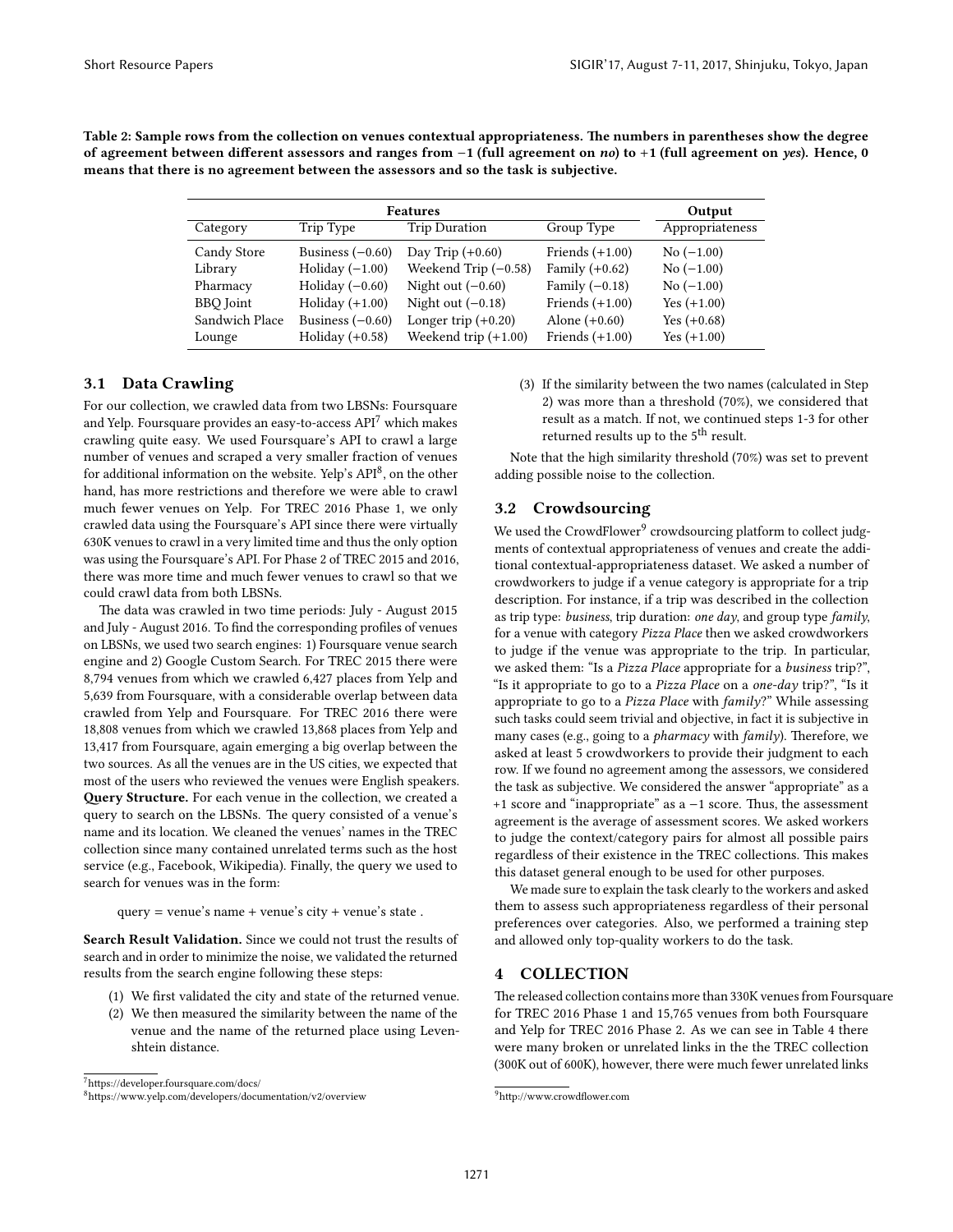Table 2: Sample rows from the collection on venues contextual appropriateness. The numbers in parentheses show the degree of agreement between different assessors and ranges from −1 (full agreement on *no*) to +1 (full agreement on *yes*). Hence, 0 means that there is no agreement between the assessors and so the task is subjective.

| Features | | | | Output |
|---|---|---|---|---|
| Category | Trip Type | Trip Duration | Group Type | Appropriateness |
| Candy Store | Business (−0.60) | Day Trip (+0.60) | Friends (+1.00) | No (−1.00) |
| Library | Holiday (−1.00) | Weekend Trip (−0.58) | Family (+0.62) | No (−1.00) |
| Pharmacy | Holiday (−0.60) | Night out (−0.60) | Family (−0.18) | No (−1.00) |
| BBQ Joint | Holiday (+1.00) | Night out (−0.18) | Friends (+1.00) | Yes (+1.00) |
| Sandwich Place | Business (−0.60) | Longer trip (+0.20) | Alone (+0.60) | Yes (+0.68) |
| Lounge | Holiday (+0.58) | Weekend trip (+1.00) | Friends (+1.00) | Yes (+1.00) |

## 3.1 Data Crawling

For our collection, we crawled data from two LBSNs: Foursquare and Yelp. Foursquare provides an easy-to-access API[7] which makes crawling quite easy. We used Foursquare's API to crawl a large number of venues and scraped a very smaller fraction of venues for additional information on the website. Yelp's API[8], on the other hand, has more restrictions and therefore we were able to crawl much fewer venues on Yelp. For TREC 2016 Phase 1, we only crawled data using the Foursquare's API since there were virtually 630K venues to crawl in a very limited time and thus the only option was using the Foursquare's API. For Phase 2 of TREC 2015 and 2016, there was more time and much fewer venues to crawl so that we could crawl data from both LBSNs.

The data was crawled in two time periods: July - August 2015 and July - August 2016. To find the corresponding profiles of venues on LBSNs, we used two search engines: 1) Foursquare venue search engine and 2) Google Custom Search. For TREC 2015 there were 8,794 venues from which we crawled 6,427 places from Yelp and 5,639 from Foursquare, with a considerable overlap between data crawled from Yelp and Foursquare. For TREC 2016 there were 18,808 venues from which we crawled 13,868 places from Yelp and 13,417 from Foursquare, again emerging a big overlap between the two sources. As all the venues are in the US cities, we expected that most of the users who reviewed the venues were English speakers.

**Query Structure.** For each venue in the collection, we created a query to search on the LBSNs. The query consisted of a venue's name and its location. We cleaned the venues' names in the TREC collection since many contained unrelated terms such as the host service (e.g., Facebook, Wikipedia). Finally, the query we used to search for venues was in the form:

query = venue's name + venue's city + venue's state .

**Search Result Validation.** Since we could not trust the results of search and in order to minimize the noise, we validated the returned results from the search engine following these steps:

(1) We first validated the city and state of the returned venue.
(2) We then measured the similarity between the name of the venue and the name of the returned place using Levenshtein distance.
(3) If the similarity between the two names (calculated in Step 2) was more than a threshold (70%), we considered that result as a match. If not, we continued steps 1-3 for other returned results up to the 5th result.

Note that the high similarity threshold (70%) was set to prevent adding possible noise to the collection.

## 3.2 Crowdsourcing

We used the CrowdFlower[9] crowdsourcing platform to collect judgments of contextual appropriateness of venues and create the additional contextual-appropriateness dataset. We asked a number of crowdworkers to judge if a venue category is appropriate for a trip description. For instance, if a trip was described in the collection as trip type: *business*, trip duration: *one day*, and group type *family*, for a venue with category *Pizza Place* then we asked crowdworkers to judge if the venue was appropriate to the trip. In particular, we asked them: "Is a *Pizza Place* appropriate for a *business* trip?", "Is it appropriate to go to a *Pizza Place* on a *one-day* trip?", "Is it appropriate to go to a *Pizza Place* with *family*?" While assessing such tasks could seem trivial and objective, in fact it is subjective in many cases (e.g., going to a *pharmacy* with *family*). Therefore, we asked at least 5 crowdworkers to provide their judgment to each row. If we found no agreement among the assessors, we considered the task as subjective. We considered the answer "appropriate" as a +1 score and "inappropriate" as a −1 score. Thus, the assessment agreement is the average of assessment scores. We asked workers to judge the context/category pairs for almost all possible pairs regardless of their existence in the TREC collections. This makes this dataset general enough to be used for other purposes.

We made sure to explain the task clearly to the workers and asked them to assess such appropriateness regardless of their personal preferences over categories. Also, we performed a training step and allowed only top-quality workers to do the task.

# 4 COLLECTION

The released collection contains more than 330K venues from Foursquare for TREC 2016 Phase 1 and 15,765 venues from both Foursquare and Yelp for TREC 2016 Phase 2. As we can see in Table 4 there were many broken or unrelated links in the the TREC collection (300K out of 600K), however, there were much fewer unrelated links

[7] https://developer.foursquare.com/docs/

[8] https://www.yelp.com/developers/documentation/v2/overview

[9] http://www.crowdflower.com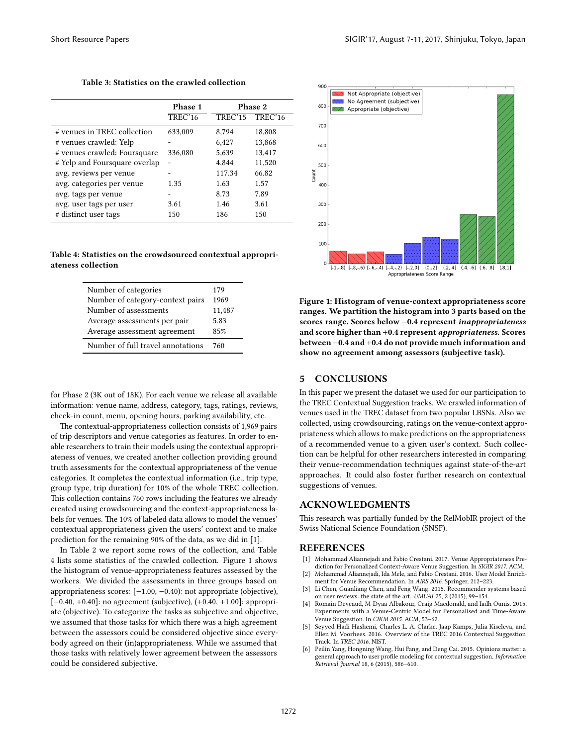Table 3: Statistics on the crawled collection

| | Phase 1 | Phase 2 | |
|---|---|---|---|
| | TREC'16 | TREC'15 | TREC'16 |
| # venues in TREC collection | 633,009 | 8,794 | 18,808 |
| # venues crawled: Yelp | - | 6,427 | 13,868 |
| # venues crawled: Foursquare | 336,080 | 5,639 | 13,417 |
| # Yelp and Foursquare overlap | - | 4,844 | 11,520 |
| avg. reviews per venue | - | 117.34 | 66.82 |
| avg. categories per venue | 1.35 | 1.63 | 1.57 |
| avg. tags per venue | - | 8.73 | 7.89 |
| avg. user tags per user | 3.61 | 1.46 | 3.61 |
| # distinct user tags | 150 | 186 | 150 |

Table 4: Statistics on the crowdsourced contextual appropriateness collection

| | |
|---|---|
| Number of categories | 179 |
| Number of category-context pairs | 1969 |
| Number of assessments | 11,487 |
| Average assessments per pair | 5.83 |
| Average assessment agreement | 85% |
| Number of full travel annotations | 760 |

for Phase 2 (3K out of 18K). For each venue we release all available information: venue name, address, category, tags, ratings, reviews, check-in count, menu, opening hours, parking availability, etc.

The contextual-appropriateness collection consists of 1,969 pairs of trip descriptors and venue categories as features. In order to enable researchers to train their models using the contextual appropriateness of venues, we created another collection providing ground truth assessments for the contextual appropriateness of the venue categories. It completes the contextual information (i.e., trip type, group type, trip duration) for 10% of the whole TREC collection. This collection contains 760 rows including the features we already created using crowdsourcing and the context-appropriateness labels for venues. The 10% of labeled data allows to model the venues' contextual appropriateness given the users' context and to make prediction for the remaining 90% of the data, as we did in [1].

In Table 2 we report some rows of the collection, and Table 4 lists some statistics of the crawled collection. Figure 1 shows the histogram of venue-appropriateness features assessed by the workers. We divided the assessments in three groups based on appropriateness scores: $[-1.00, -0.40)$: not appropriate (objective), $[-0.40, +0.40]$: no agreement (subjective), $(+0.40, +1.00]$: appropriate (objective). To categorize the tasks as subjective and objective, we assumed that those tasks for which there was a high agreement between the assessors could be considered objective since everybody agreed on their (in)appropriateness. While we assumed that those tasks with relatively lower agreement between the assessors could be considered subjective.

Not Appropriate (objective)
No Agreement (subjective)
Appropriate (objective)
Count
900
800
700
600
500
400
300
200
100
0
[-1,-.8) [-.8,-.6) [-.6,-.4) [-.4,-.2) [-.2,0] (0,.2] (.2,.4] (.4,.6] (.6,.8] (.8,1]
Appropriateness Score Range

**Figure 1: Histogram of venue-context appropriateness score ranges. We partition the histogram into 3 parts based on the scores range. Scores below −0.4 represent *inappropriateness* and score higher than +0.4 represent *appropriateness*. Scores between −0.4 and +0.4 do not provide much information and show no agreement among assessors (subjective task).**

## 5 CONCLUSIONS

In this paper we present the dataset we used for our participation to the TREC Contextual Suggestion tracks. We crawled information of venues used in the TREC dataset from two popular LBSNs. Also we collected, using crowdsourcing, ratings on the venue-context appropriateness which allows to make predictions on the appropriateness of a recommended venue to a given user's context. Such collection can be helpful for other researchers interested in comparing their venue-recommendation techniques against state-of-the-art approaches. It could also foster further research on contextual suggestions of venues.

## ACKNOWLEDGMENTS

This research was partially funded by the RelMobIR project of the Swiss National Science Foundation (SNSF).

## REFERENCES

[1] Mohammad Aliannejadi and Fabio Crestani. 2017. Venue Appropriateness Prediction for Personalized Context-Aware Venue Suggestion. In *SIGIR 2017*. ACM.
[2] Mohammad Aliannejadi, Ida Mele, and Fabio Crestani. 2016. User Model Enrichment for Venue Recommendation. In *AIRS 2016*. Springer, 212–223.
[3] Li Chen, Guanliang Chen, and Feng Wang. 2015. Recommender systems based on user reviews: the state of the art. *UMUAI* 25, 2 (2015), 99–154.
[4] Romain Deveaud, M-Dyaa Albakour, Craig Macdonald, and Iadh Ounis. 2015. Experiments with a Venue-Centric Model for Personalised and Time-Aware Venue Suggestion. In *CIKM 2015*. ACM, 53–62.
[5] Seyyed Hadi Hashemi, Charles L. A. Clarke, Jaap Kamps, Julia Kiseleva, and Ellen M. Voorhees. 2016. Overview of the TREC 2016 Contextual Suggestion Track. In *TREC 2016*. NIST.
[6] Peilin Yang, Hongning Wang, Hui Fang, and Deng Cai. 2015. Opinions matter: a general approach to user profile modeling for contextual suggestion. *Information Retrieval Journal* 18, 6 (2015), 586–610.